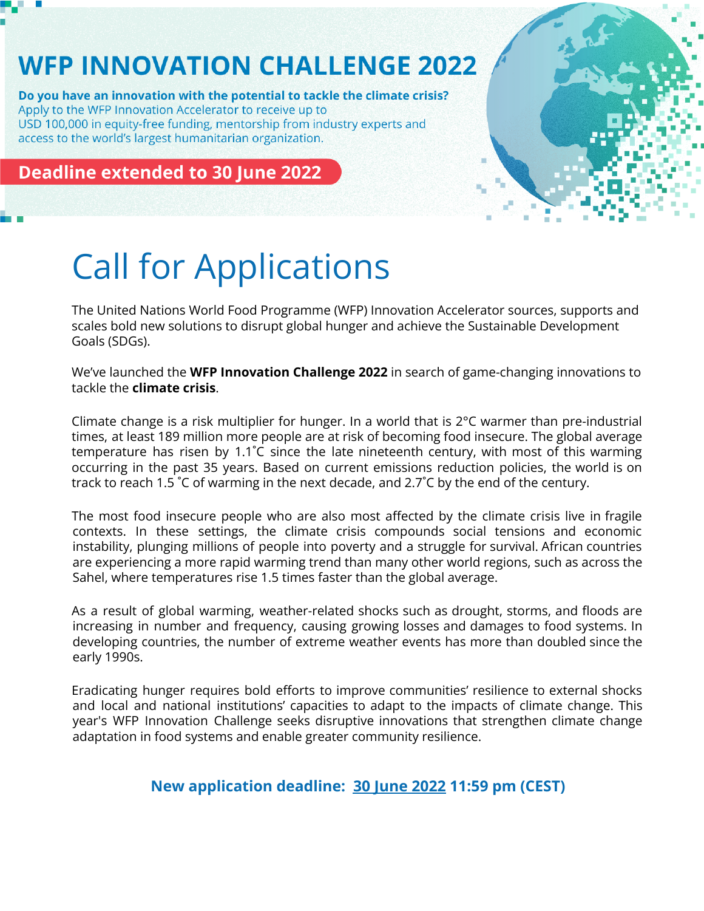# WFP INNOVATION CHALLENGE 2022

**Do you have an innovation with the potential to tackle the climate crisis?**
Apply to the WFP Innovation Accelerator to receive up to USD 100,000 in equity-free funding, mentorship from industry experts and access to the world's largest humanitarian organization.

**Deadline extended to 30 June 2022**

# Call for Applications

The United Nations World Food Programme (WFP) Innovation Accelerator sources, supports and scales bold new solutions to disrupt global hunger and achieve the Sustainable Development Goals (SDGs).

We've launched the **WFP Innovation Challenge 2022** in search of game-changing innovations to tackle the **climate crisis**.

Climate change is a risk multiplier for hunger. In a world that is 2°C warmer than pre-industrial times, at least 189 million more people are at risk of becoming food insecure. The global average temperature has risen by 1.1˚C since the late nineteenth century, with most of this warming occurring in the past 35 years. Based on current emissions reduction policies, the world is on track to reach 1.5 ˚C of warming in the next decade, and 2.7˚C by the end of the century.

The most food insecure people who are also most affected by the climate crisis live in fragile contexts. In these settings, the climate crisis compounds social tensions and economic instability, plunging millions of people into poverty and a struggle for survival. African countries are experiencing a more rapid warming trend than many other world regions, such as across the Sahel, where temperatures rise 1.5 times faster than the global average.

As a result of global warming, weather-related shocks such as drought, storms, and floods are increasing in number and frequency, causing growing losses and damages to food systems. In developing countries, the number of extreme weather events has more than doubled since the early 1990s.

Eradicating hunger requires bold efforts to improve communities' resilience to external shocks and local and national institutions' capacities to adapt to the impacts of climate change. This year's WFP Innovation Challenge seeks disruptive innovations that strengthen climate change adaptation in food systems and enable greater community resilience.

**New application deadline: 30 June 2022 11:59 pm (CEST)**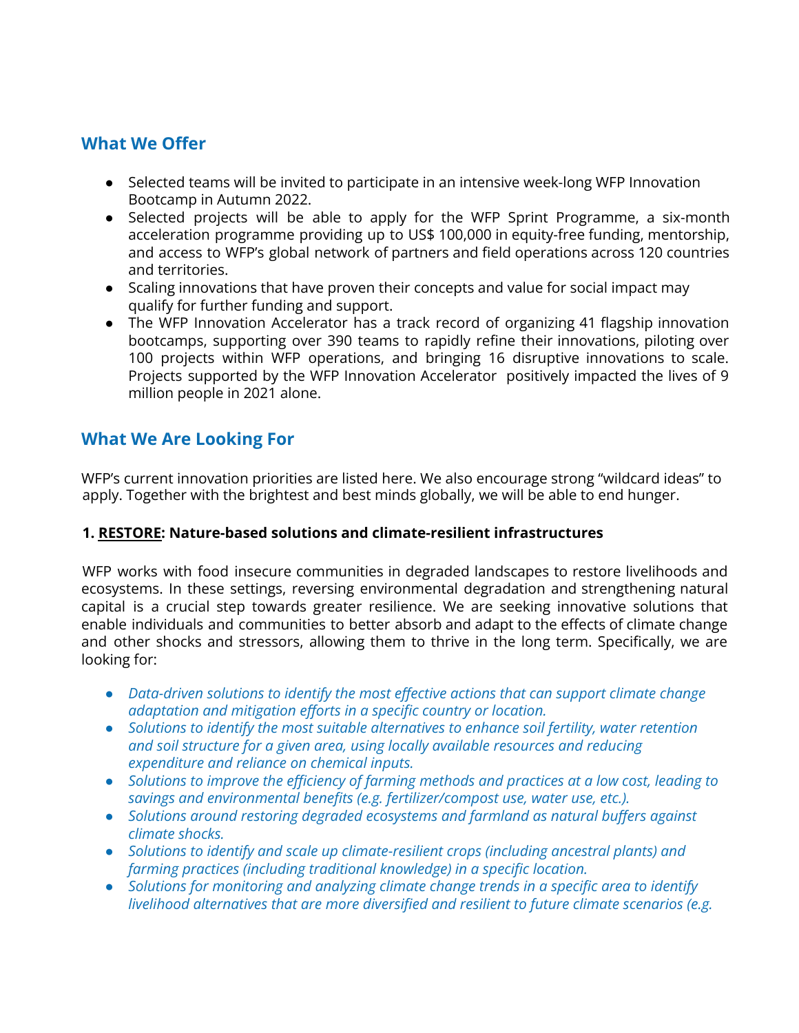## What We Offer

- Selected teams will be invited to participate in an intensive week-long WFP Innovation Bootcamp in Autumn 2022.
- Selected projects will be able to apply for the WFP Sprint Programme, a six-month acceleration programme providing up to US$ 100,000 in equity-free funding, mentorship, and access to WFP's global network of partners and field operations across 120 countries and territories.
- Scaling innovations that have proven their concepts and value for social impact may qualify for further funding and support.
- The WFP Innovation Accelerator has a track record of organizing 41 flagship innovation bootcamps, supporting over 390 teams to rapidly refine their innovations, piloting over 100 projects within WFP operations, and bringing 16 disruptive innovations to scale. Projects supported by the WFP Innovation Accelerator positively impacted the lives of 9 million people in 2021 alone.

## What We Are Looking For

WFP's current innovation priorities are listed here. We also encourage strong "wildcard ideas" to apply. Together with the brightest and best minds globally, we will be able to end hunger.

### 1. <u>RESTORE</u>: Nature-based solutions and climate-resilient infrastructures

WFP works with food insecure communities in degraded landscapes to restore livelihoods and ecosystems. In these settings, reversing environmental degradation and strengthening natural capital is a crucial step towards greater resilience. We are seeking innovative solutions that enable individuals and communities to better absorb and adapt to the effects of climate change and other shocks and stressors, allowing them to thrive in the long term. Specifically, we are looking for:

- *Data-driven solutions to identify the most effective actions that can support climate change adaptation and mitigation efforts in a specific country or location.*
- *Solutions to identify the most suitable alternatives to enhance soil fertility, water retention and soil structure for a given area, using locally available resources and reducing expenditure and reliance on chemical inputs.*
- *Solutions to improve the efficiency of farming methods and practices at a low cost, leading to savings and environmental benefits (e.g. fertilizer/compost use, water use, etc.).*
- *Solutions around restoring degraded ecosystems and farmland as natural buffers against climate shocks.*
- *Solutions to identify and scale up climate-resilient crops (including ancestral plants) and farming practices (including traditional knowledge) in a specific location.*
- *Solutions for monitoring and analyzing climate change trends in a specific area to identify livelihood alternatives that are more diversified and resilient to future climate scenarios (e.g.*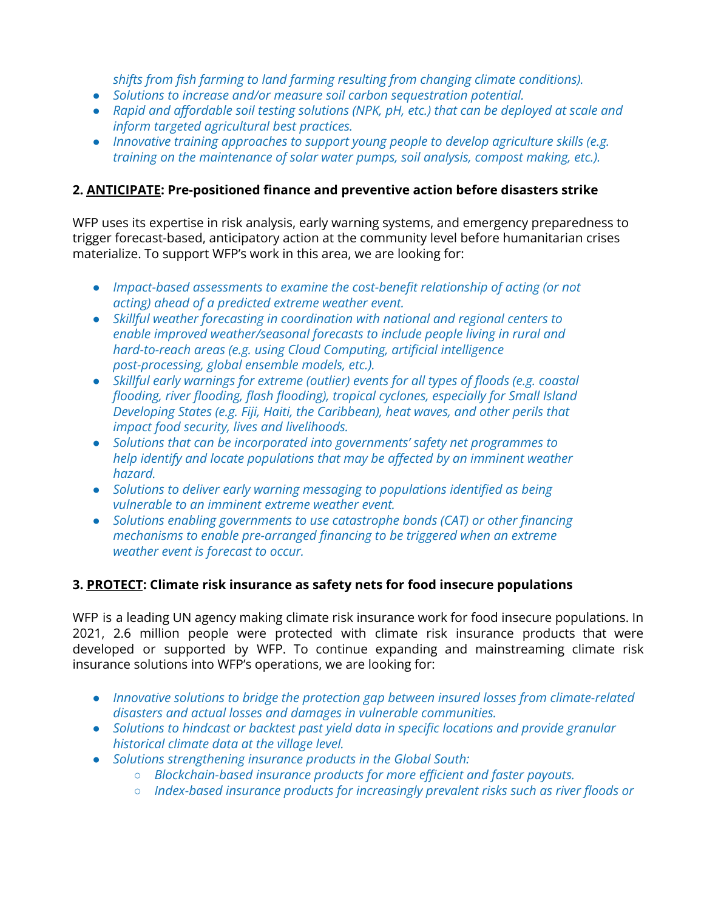*shifts from fish farming to land farming resulting from changing climate conditions).*

- *Solutions to increase and/or measure soil carbon sequestration potential.*
- *Rapid and affordable soil testing solutions (NPK, pH, etc.) that can be deployed at scale and inform targeted agricultural best practices.*
- *Innovative training approaches to support young people to develop agriculture skills (e.g. training on the maintenance of solar water pumps, soil analysis, compost making, etc.).*

### 2. <u>ANTICIPATE</u>: Pre-positioned finance and preventive action before disasters strike

WFP uses its expertise in risk analysis, early warning systems, and emergency preparedness to trigger forecast-based, anticipatory action at the community level before humanitarian crises materialize. To support WFP's work in this area, we are looking for:

- *Impact-based assessments to examine the cost-benefit relationship of acting (or not acting) ahead of a predicted extreme weather event.*
- *Skillful weather forecasting in coordination with national and regional centers to enable improved weather/seasonal forecasts to include people living in rural and hard-to-reach areas (e.g. using Cloud Computing, artificial intelligence post-processing, global ensemble models, etc.).*
- *Skillful early warnings for extreme (outlier) events for all types of floods (e.g. coastal flooding, river flooding, flash flooding), tropical cyclones, especially for Small Island Developing States (e.g. Fiji, Haiti, the Caribbean), heat waves, and other perils that impact food security, lives and livelihoods.*
- *Solutions that can be incorporated into governments' safety net programmes to help identify and locate populations that may be affected by an imminent weather hazard.*
- *Solutions to deliver early warning messaging to populations identified as being vulnerable to an imminent extreme weather event.*
- *Solutions enabling governments to use catastrophe bonds (CAT) or other financing mechanisms to enable pre-arranged financing to be triggered when an extreme weather event is forecast to occur.*

### 3. <u>PROTECT</u>: Climate risk insurance as safety nets for food insecure populations

WFP is a leading UN agency making climate risk insurance work for food insecure populations. In 2021, 2.6 million people were protected with climate risk insurance products that were developed or supported by WFP. To continue expanding and mainstreaming climate risk insurance solutions into WFP's operations, we are looking for:

- *Innovative solutions to bridge the protection gap between insured losses from climate-related disasters and actual losses and damages in vulnerable communities.*
- *Solutions to hindcast or backtest past yield data in specific locations and provide granular historical climate data at the village level.*
- *Solutions strengthening insurance products in the Global South:*
  - *Blockchain-based insurance products for more efficient and faster payouts.*
  - *Index-based insurance products for increasingly prevalent risks such as river floods or*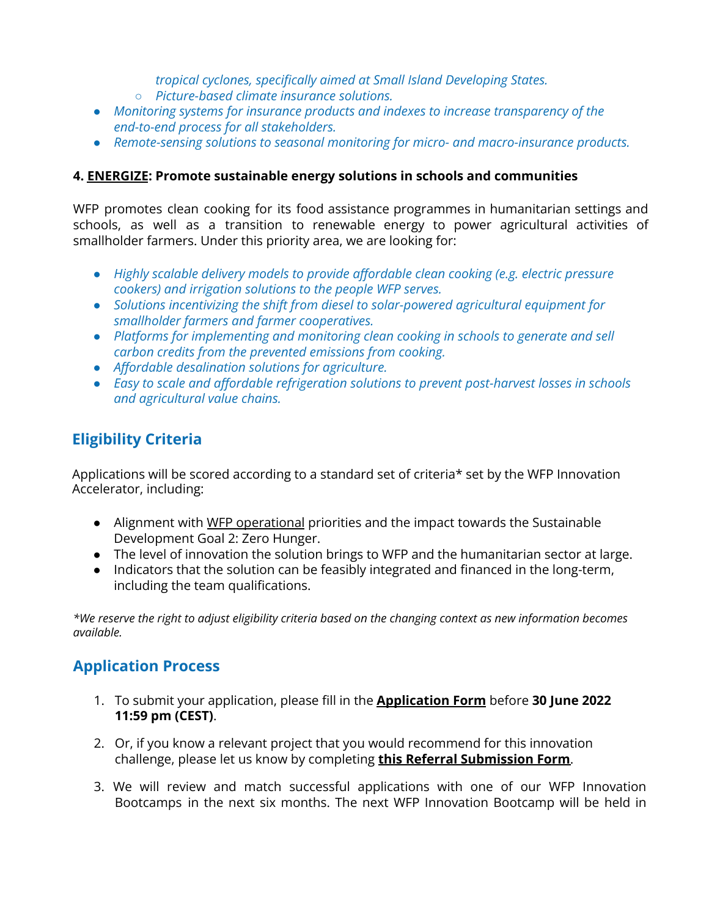*tropical cyclones, specifically aimed at Small Island Developing States.*
  - *Picture-based climate insurance solutions.*
- *Monitoring systems for insurance products and indexes to increase transparency of the end-to-end process for all stakeholders.*
- *Remote-sensing solutions to seasonal monitoring for micro- and macro-insurance products.*

**4. ENERGIZE: Promote sustainable energy solutions in schools and communities**

WFP promotes clean cooking for its food assistance programmes in humanitarian settings and schools, as well as a transition to renewable energy to power agricultural activities of smallholder farmers. Under this priority area, we are looking for:

- *Highly scalable delivery models to provide affordable clean cooking (e.g. electric pressure cookers) and irrigation solutions to the people WFP serves.*
- *Solutions incentivizing the shift from diesel to solar-powered agricultural equipment for smallholder farmers and farmer cooperatives.*
- *Platforms for implementing and monitoring clean cooking in schools to generate and sell carbon credits from the prevented emissions from cooking.*
- *Affordable desalination solutions for agriculture.*
- *Easy to scale and affordable refrigeration solutions to prevent post-harvest losses in schools and agricultural value chains.*

## Eligibility Criteria

Applications will be scored according to a standard set of criteria* set by the WFP Innovation Accelerator, including:

- Alignment with WFP operational priorities and the impact towards the Sustainable Development Goal 2: Zero Hunger.
- The level of innovation the solution brings to WFP and the humanitarian sector at large.
- Indicators that the solution can be feasibly integrated and financed in the long-term, including the team qualifications.

*\*We reserve the right to adjust eligibility criteria based on the changing context as new information becomes available.*

## Application Process

1. To submit your application, please fill in the **Application Form** before **30 June 2022 11:59 pm (CEST)**.
2. Or, if you know a relevant project that you would recommend for this innovation challenge, please let us know by completing **this Referral Submission Form**.
3. We will review and match successful applications with one of our WFP Innovation Bootcamps in the next six months. The next WFP Innovation Bootcamp will be held in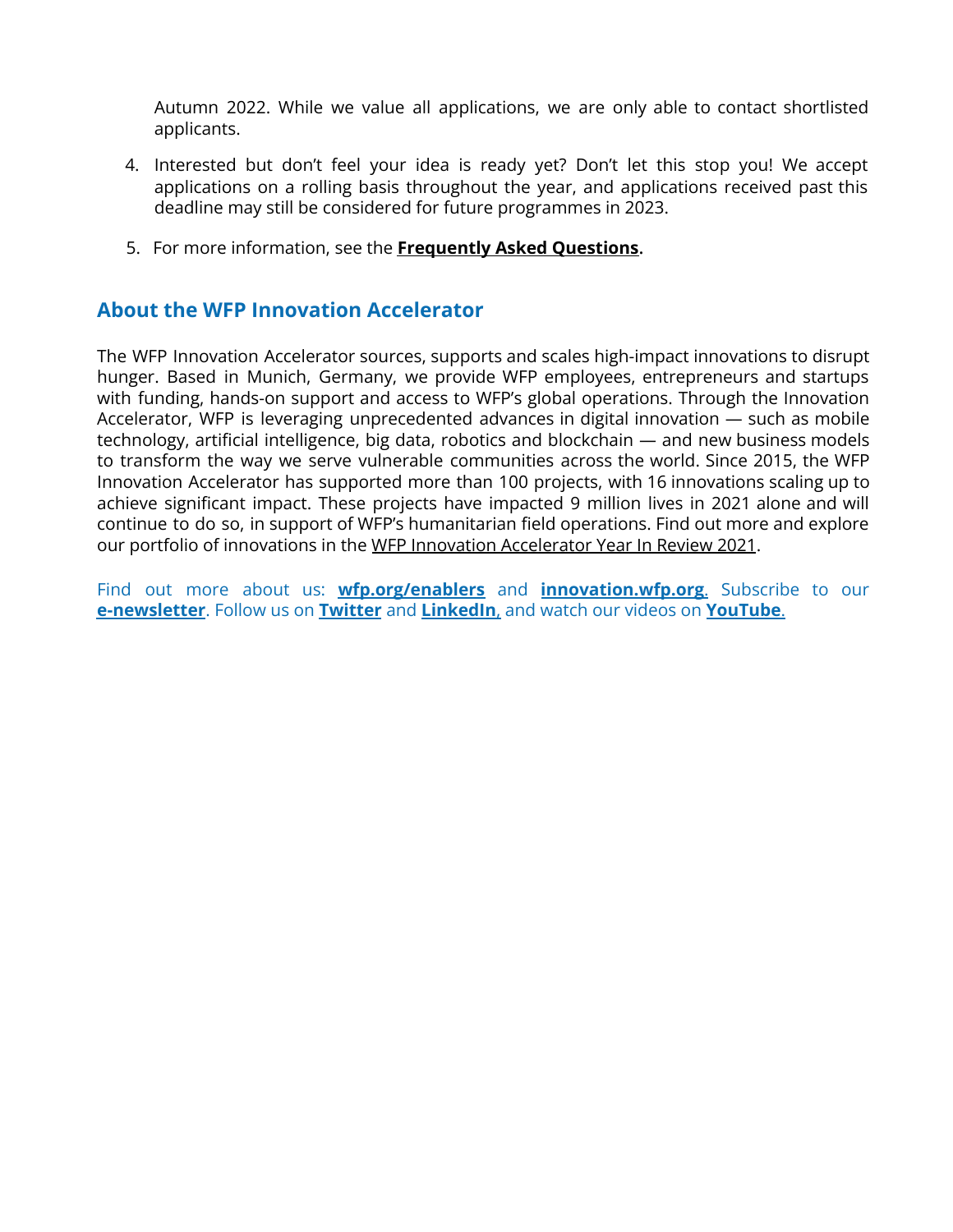Autumn 2022. While we value all applications, we are only able to contact shortlisted applicants.

4. Interested but don't feel your idea is ready yet? Don't let this stop you! We accept applications on a rolling basis throughout the year, and applications received past this deadline may still be considered for future programmes in 2023.

5. For more information, see the **Frequently Asked Questions**.

## About the WFP Innovation Accelerator

The WFP Innovation Accelerator sources, supports and scales high-impact innovations to disrupt hunger. Based in Munich, Germany, we provide WFP employees, entrepreneurs and startups with funding, hands-on support and access to WFP's global operations. Through the Innovation Accelerator, WFP is leveraging unprecedented advances in digital innovation — such as mobile technology, artificial intelligence, big data, robotics and blockchain — and new business models to transform the way we serve vulnerable communities across the world. Since 2015, the WFP Innovation Accelerator has supported more than 100 projects, with 16 innovations scaling up to achieve significant impact. These projects have impacted 9 million lives in 2021 alone and will continue to do so, in support of WFP's humanitarian field operations. Find out more and explore our portfolio of innovations in the WFP Innovation Accelerator Year In Review 2021.

Find out more about us: **wfp.org/enablers** and **innovation.wfp.org**. Subscribe to our **e-newsletter**. Follow us on **Twitter** and **LinkedIn**, and watch our videos on **YouTube**.